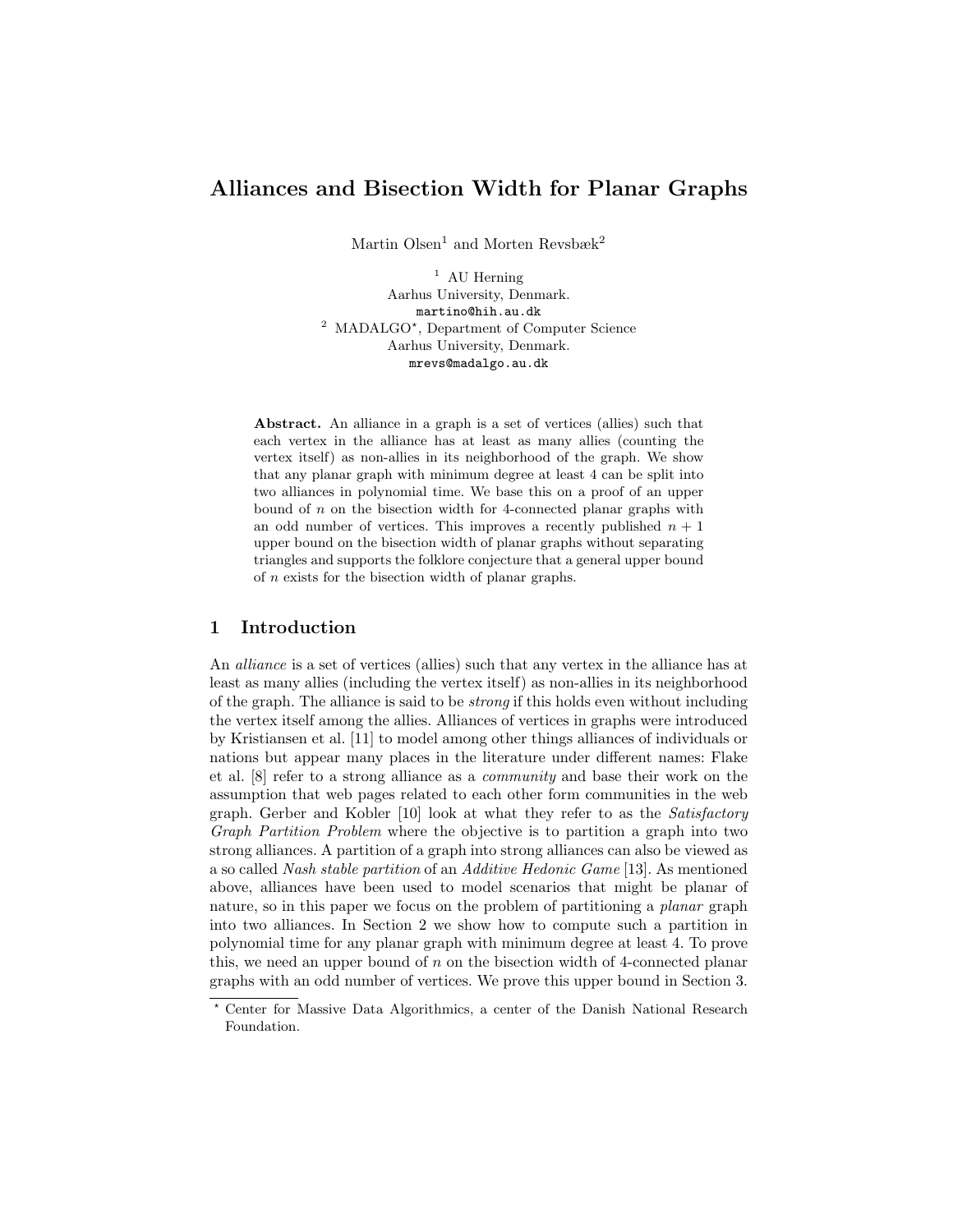# Alliances and Bisection Width for Planar Graphs

Martin Olsen[1] and Morten Revsbæk[2]

[1] AU Herning
Aarhus University, Denmark.
martino@hih.au.dk

[2] MADALGO[*], Department of Computer Science
Aarhus University, Denmark.
mrevs@madalgo.au.dk

**Abstract.** An alliance in a graph is a set of vertices (allies) such that each vertex in the alliance has at least as many allies (counting the vertex itself) as non-allies in its neighborhood of the graph. We show that any planar graph with minimum degree at least 4 can be split into two alliances in polynomial time. We base this on a proof of an upper bound of $n$ on the bisection width for 4-connected planar graphs with an odd number of vertices. This improves a recently published $n + 1$ upper bound on the bisection width of planar graphs without separating triangles and supports the folklore conjecture that a general upper bound of $n$ exists for the bisection width of planar graphs.

## 1 Introduction

An *alliance* is a set of vertices (allies) such that any vertex in the alliance has at least as many allies (including the vertex itself) as non-allies in its neighborhood of the graph. The alliance is said to be *strong* if this holds even without including the vertex itself among the allies. Alliances of vertices in graphs were introduced by Kristiansen et al. [11] to model among other things alliances of individuals or nations but appear many places in the literature under different names: Flake et al. [8] refer to a strong alliance as a *community* and base their work on the assumption that web pages related to each other form communities in the web graph. Gerber and Kobler [10] look at what they refer to as the *Satisfactory Graph Partition Problem* where the objective is to partition a graph into two strong alliances. A partition of a graph into strong alliances can also be viewed as a so called *Nash stable partition* of an *Additive Hedonic Game* [13]. As mentioned above, alliances have been used to model scenarios that might be planar of nature, so in this paper we focus on the problem of partitioning a *planar* graph into two alliances. In Section 2 we show how to compute such a partition in polynomial time for any planar graph with minimum degree at least 4. To prove this, we need an upper bound of $n$ on the bisection width of 4-connected planar graphs with an odd number of vertices. We prove this upper bound in Section 3.

[*] Center for Massive Data Algorithmics, a center of the Danish National Research Foundation.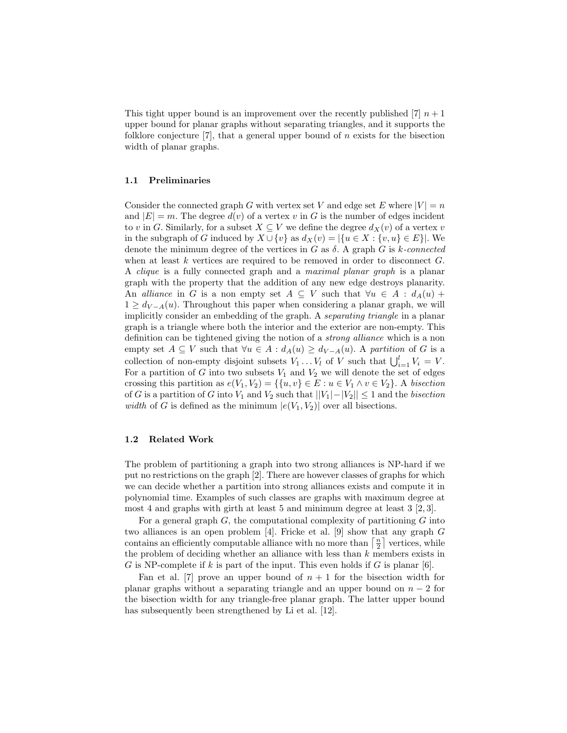This tight upper bound is an improvement over the recently published [7] $n + 1$ upper bound for planar graphs without separating triangles, and it supports the folklore conjecture [7], that a general upper bound of $n$ exists for the bisection width of planar graphs.

### 1.1 Preliminaries

Consider the connected graph $G$ with vertex set $V$ and edge set $E$ where $|V| = n$ and $|E| = m$. The degree $d(v)$ of a vertex $v$ in $G$ is the number of edges incident to $v$ in $G$. Similarly, for a subset $X \subseteq V$ we define the degree $d_X(v)$ of a vertex $v$ in the subgraph of $G$ induced by $X \cup \{v\}$ as $d_X(v) = |\{u \in X : \{v, u\} \in E\}|$. We denote the minimum degree of the vertices in $G$ as $\delta$. A graph $G$ is *k-connected* when at least $k$ vertices are required to be removed in order to disconnect $G$. A *clique* is a fully connected graph and a *maximal planar graph* is a planar graph with the property that the addition of any new edge destroys planarity. An *alliance* in $G$ is a non empty set $A \subseteq V$ such that $\forall u \in A : d_A(u) + 1 \geq d_{V-A}(u)$. Throughout this paper when considering a planar graph, we will implicitly consider an embedding of the graph. A *separating triangle* in a planar graph is a triangle where both the interior and the exterior are non-empty. This definition can be tightened giving the notion of a *strong alliance* which is a non empty set $A \subseteq V$ such that $\forall u \in A : d_A(u) \geq d_{V-A}(u)$. A *partition* of $G$ is a collection of non-empty disjoint subsets $V_1 \dots V_l$ of $V$ such that $\bigcup_{i=1}^{l} V_i = V$. For a partition of $G$ into two subsets $V_1$ and $V_2$ we will denote the set of edges crossing this partition as $e(V_1, V_2) = \{\{u, v\} \in E : u \in V_1 \wedge v \in V_2\}$. A *bisection* of $G$ is a partition of $G$ into $V_1$ and $V_2$ such that $||V_1| - |V_2|| \leq 1$ and the *bisection width* of $G$ is defined as the minimum $|e(V_1, V_2)|$ over all bisections.

### 1.2 Related Work

The problem of partitioning a graph into two strong alliances is NP-hard if we put no restrictions on the graph [2]. There are however classes of graphs for which we can decide whether a partition into strong alliances exists and compute it in polynomial time. Examples of such classes are graphs with maximum degree at most 4 and graphs with girth at least 5 and minimum degree at least 3 [2, 3].

For a general graph $G$, the computational complexity of partitioning $G$ into two alliances is an open problem [4]. Fricke et al. [9] show that any graph $G$ contains an efficiently computable alliance with no more than $\lceil \frac{n}{2} \rceil$ vertices, while the problem of deciding whether an alliance with less than $k$ members exists in $G$ is NP-complete if $k$ is part of the input. This even holds if $G$ is planar [6].

Fan et al. [7] prove an upper bound of $n + 1$ for the bisection width for planar graphs without a separating triangle and an upper bound on $n - 2$ for the bisection width for any triangle-free planar graph. The latter upper bound has subsequently been strengthened by Li et al. [12].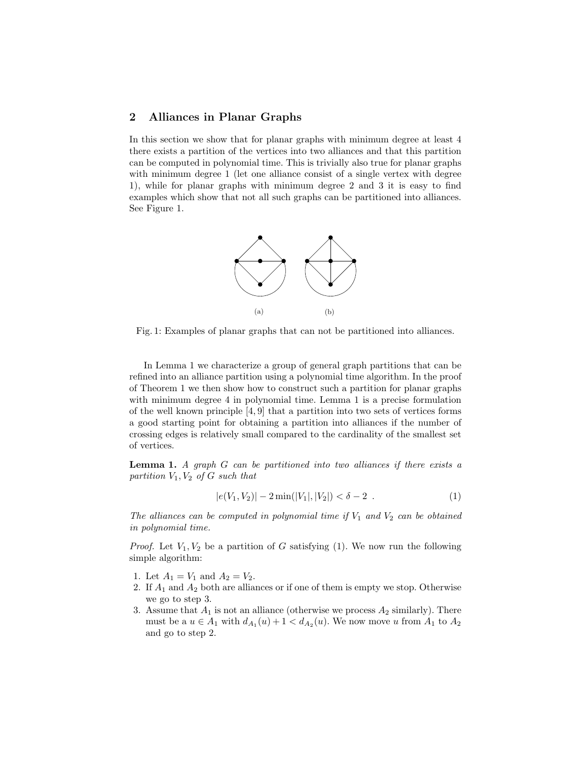## 2 Alliances in Planar Graphs

In this section we show that for planar graphs with minimum degree at least 4 there exists a partition of the vertices into two alliances and that this partition can be computed in polynomial time. This is trivially also true for planar graphs with minimum degree 1 (let one alliance consist of a single vertex with degree 1), while for planar graphs with minimum degree 2 and 3 it is easy to find examples which show that not all such graphs can be partitioned into alliances. See Figure 1.

(a) (b)

Fig. 1: Examples of planar graphs that can not be partitioned into alliances.

In Lemma 1 we characterize a group of general graph partitions that can be refined into an alliance partition using a polynomial time algorithm. In the proof of Theorem 1 we then show how to construct such a partition for planar graphs with minimum degree 4 in polynomial time. Lemma 1 is a precise formulation of the well known principle [4, 9] that a partition into two sets of vertices forms a good starting point for obtaining a partition into alliances if the number of crossing edges is relatively small compared to the cardinality of the smallest set of vertices.

**Lemma 1.** *A graph $G$ can be partitioned into two alliances if there exists a partition $V_1, V_2$ of $G$ such that*

$$|e(V_1, V_2)| - 2\min(|V_1|, |V_2|) < \delta - 2 \ . \tag{1}$$

*The alliances can be computed in polynomial time if $V_1$ and $V_2$ can be obtained in polynomial time.*

*Proof.* Let $V_1, V_2$ be a partition of $G$ satisfying (1). We now run the following simple algorithm:

1. Let $A_1 = V_1$ and $A_2 = V_2$.
2. If $A_1$ and $A_2$ both are alliances or if one of them is empty we stop. Otherwise we go to step 3.
3. Assume that $A_1$ is not an alliance (otherwise we process $A_2$ similarly). There must be a $u \in A_1$ with $d_{A_1}(u) + 1 < d_{A_2}(u)$. We now move $u$ from $A_1$ to $A_2$ and go to step 2.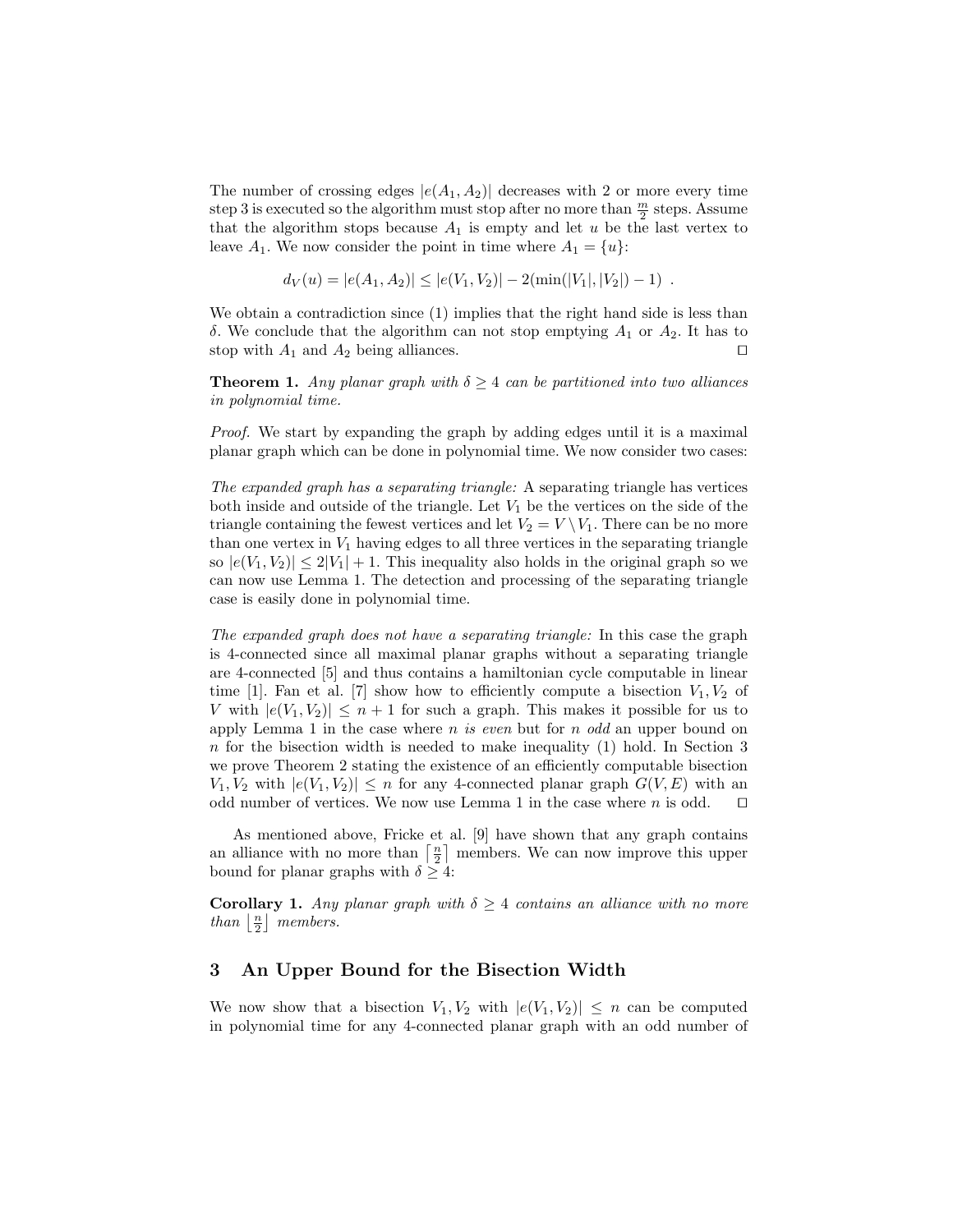The number of crossing edges $|e(A_1, A_2)|$ decreases with 2 or more every time step 3 is executed so the algorithm must stop after no more than $\frac{m}{2}$ steps. Assume that the algorithm stops because $A_1$ is empty and let $u$ be the last vertex to leave $A_1$. We now consider the point in time where $A_1 = \{u\}$:

$$d_V(u) = |e(A_1, A_2)| \leq |e(V_1, V_2)| - 2(\min(|V_1|, |V_2|) - 1) \ .$$

We obtain a contradiction since (1) implies that the right hand side is less than $\delta$. We conclude that the algorithm can not stop emptying $A_1$ or $A_2$. It has to stop with $A_1$ and $A_2$ being alliances. ☐

**Theorem 1.** *Any planar graph with $\delta \geq 4$ can be partitioned into two alliances in polynomial time.*

*Proof.* We start by expanding the graph by adding edges until it is a maximal planar graph which can be done in polynomial time. We now consider two cases:

*The expanded graph has a separating triangle:* A separating triangle has vertices both inside and outside of the triangle. Let $V_1$ be the vertices on the side of the triangle containing the fewest vertices and let $V_2 = V \setminus V_1$. There can be no more than one vertex in $V_1$ having edges to all three vertices in the separating triangle so $|e(V_1, V_2)| \leq 2|V_1| + 1$. This inequality also holds in the original graph so we can now use Lemma 1. The detection and processing of the separating triangle case is easily done in polynomial time.

*The expanded graph does not have a separating triangle:* In this case the graph is 4-connected since all maximal planar graphs without a separating triangle are 4-connected [5] and thus contains a hamiltonian cycle computable in linear time [1]. Fan et al. [7] show how to efficiently compute a bisection $V_1, V_2$ of $V$ with $|e(V_1, V_2)| \leq n + 1$ for such a graph. This makes it possible for us to apply Lemma 1 in the case where *$n$ is even* but for *$n$ odd* an upper bound on $n$ for the bisection width is needed to make inequality (1) hold. In Section 3 we prove Theorem 2 stating the existence of an efficiently computable bisection $V_1, V_2$ with $|e(V_1, V_2)| \leq n$ for any 4-connected planar graph $G(V, E)$ with an odd number of vertices. We now use Lemma 1 in the case where $n$ is odd. ☐

As mentioned above, Fricke et al. [9] have shown that any graph contains an alliance with no more than $\left\lceil \frac{n}{2} \right\rceil$ members. We can now improve this upper bound for planar graphs with $\delta \geq 4$:

**Corollary 1.** *Any planar graph with $\delta \geq 4$ contains an alliance with no more than $\left\lfloor \frac{n}{2} \right\rfloor$ members.*

## 3 An Upper Bound for the Bisection Width

We now show that a bisection $V_1, V_2$ with $|e(V_1, V_2)| \leq n$ can be computed in polynomial time for any 4-connected planar graph with an odd number of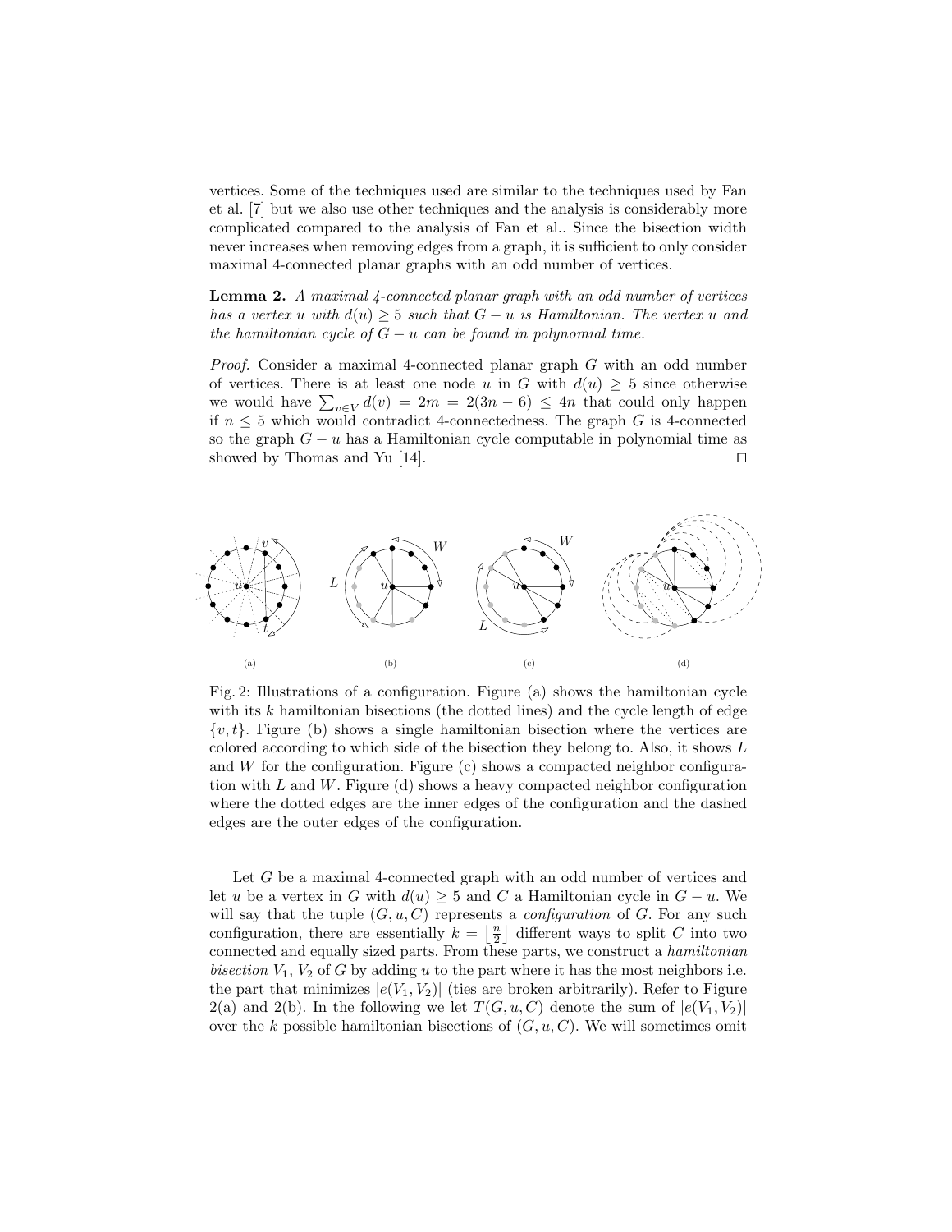vertices. Some of the techniques used are similar to the techniques used by Fan et al. [7] but we also use other techniques and the analysis is considerably more complicated compared to the analysis of Fan et al.. Since the bisection width never increases when removing edges from a graph, it is sufficient to only consider maximal 4-connected planar graphs with an odd number of vertices.

**Lemma 2.** *A maximal 4-connected planar graph with an odd number of vertices has a vertex $u$ with $d(u) \geq 5$ such that $G - u$ is Hamiltonian. The vertex $u$ and the hamiltonian cycle of $G - u$ can be found in polynomial time.*

*Proof.* Consider a maximal 4-connected planar graph $G$ with an odd number of vertices. There is at least one node $u$ in $G$ with $d(u) \geq 5$ since otherwise we would have $\sum_{v \in V} d(v) = 2m = 2(3n - 6) \leq 4n$ that could only happen if $n \leq 5$ which would contradict 4-connectedness. The graph $G$ is 4-connected so the graph $G - u$ has a Hamiltonian cycle computable in polynomial time as showed by Thomas and Yu [14]. ◻

Fig. 2: Illustrations of a configuration. Figure (a) shows the hamiltonian cycle with its $k$ hamiltonian bisections (the dotted lines) and the cycle length of edge $\{v, t\}$. Figure (b) shows a single hamiltonian bisection where the vertices are colored according to which side of the bisection they belong to. Also, it shows $L$ and $W$ for the configuration. Figure (c) shows a compacted neighbor configuration with $L$ and $W$. Figure (d) shows a heavy compacted neighbor configuration where the dotted edges are the inner edges of the configuration and the dashed edges are the outer edges of the configuration.

Let $G$ be a maximal 4-connected graph with an odd number of vertices and let $u$ be a vertex in $G$ with $d(u) \geq 5$ and $C$ a Hamiltonian cycle in $G - u$. We will say that the tuple $(G, u, C)$ represents a *configuration* of $G$. For any such configuration, there are essentially $k = \left\lfloor \frac{n}{2} \right\rfloor$ different ways to split $C$ into two connected and equally sized parts. From these parts, we construct a *hamiltonian bisection* $V_1, V_2$ of $G$ by adding $u$ to the part where it has the most neighbors i.e. the part that minimizes $|e(V_1, V_2)|$ (ties are broken arbitrarily). Refer to Figure 2(a) and 2(b). In the following we let $T(G, u, C)$ denote the sum of $|e(V_1, V_2)|$ over the $k$ possible hamiltonian bisections of $(G, u, C)$. We will sometimes omit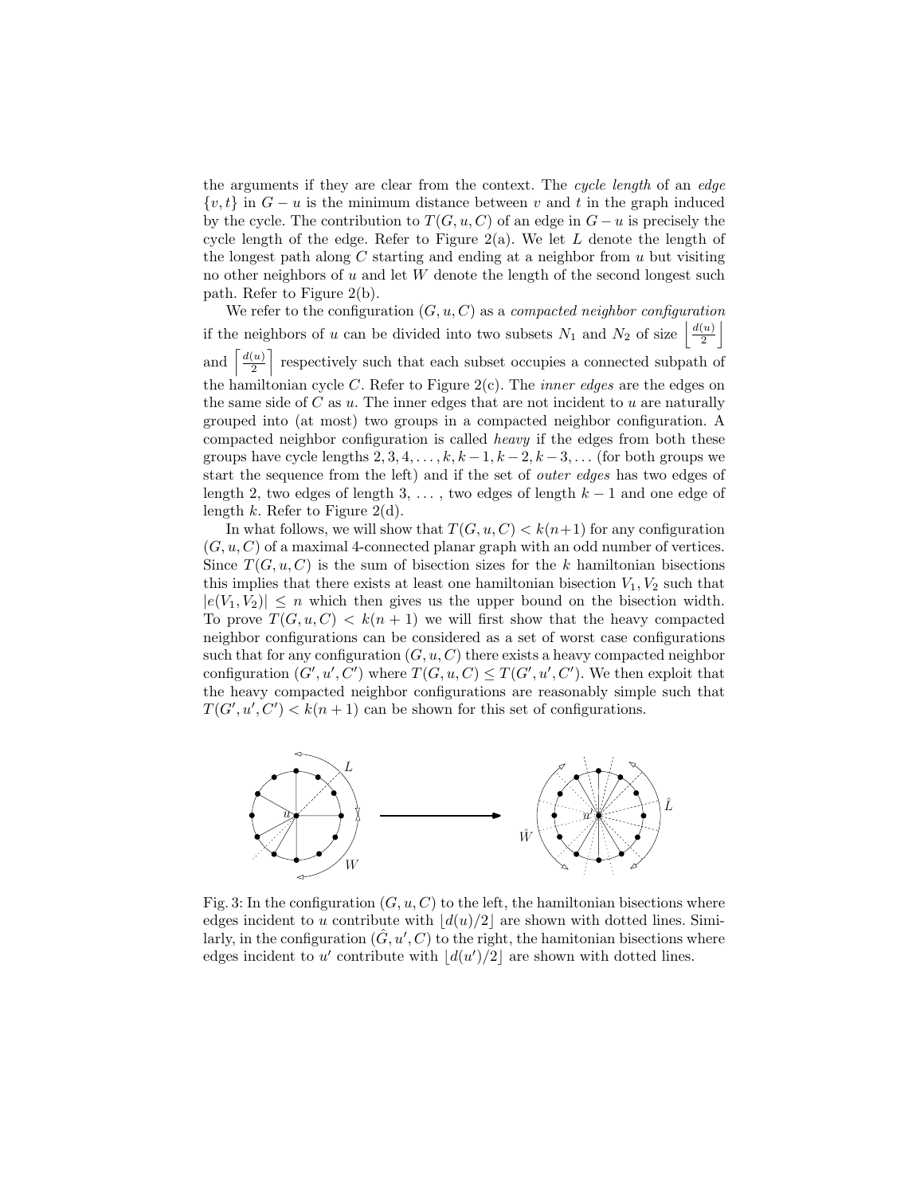the arguments if they are clear from the context. The *cycle length* of an *edge* $\{v, t\}$ in $G - u$ is the minimum distance between $v$ and $t$ in the graph induced by the cycle. The contribution to $T(G, u, C)$ of an edge in $G - u$ is precisely the cycle length of the edge. Refer to Figure 2(a). We let $L$ denote the length of the longest path along $C$ starting and ending at a neighbor from $u$ but visiting no other neighbors of $u$ and let $W$ denote the length of the second longest such path. Refer to Figure 2(b).

We refer to the configuration $(G, u, C)$ as a *compacted neighbor configuration* if the neighbors of $u$ can be divided into two subsets $N_1$ and $N_2$ of size $\left\lfloor \frac{d(u)}{2} \right\rfloor$ and $\left\lceil \frac{d(u)}{2} \right\rceil$ respectively such that each subset occupies a connected subpath of the hamiltonian cycle $C$. Refer to Figure 2(c). The *inner edges* are the edges on the same side of $C$ as $u$. The inner edges that are not incident to $u$ are naturally grouped into (at most) two groups in a compacted neighbor configuration. A compacted neighbor configuration is called *heavy* if the edges from both these groups have cycle lengths $2, 3, 4, \ldots, k, k-1, k-2, k-3, \ldots$ (for both groups we start the sequence from the left) and if the set of *outer edges* has two edges of length 2, two edges of length 3, $\ldots$ , two edges of length $k-1$ and one edge of length $k$. Refer to Figure 2(d).

In what follows, we will show that $T(G, u, C) < k(n+1)$ for any configuration $(G, u, C)$ of a maximal 4-connected planar graph with an odd number of vertices. Since $T(G, u, C)$ is the sum of bisection sizes for the $k$ hamiltonian bisections this implies that there exists at least one hamiltonian bisection $V_1, V_2$ such that $|e(V_1, V_2)| \leq n$ which then gives us the upper bound on the bisection width. To prove $T(G, u, C) < k(n+1)$ we will first show that the heavy compacted neighbor configurations can be considered as a set of worst case configurations such that for any configuration $(G, u, C)$ there exists a heavy compacted neighbor configuration $(G', u', C')$ where $T(G, u, C) \leq T(G', u', C')$. We then exploit that the heavy compacted neighbor configurations are reasonably simple such that $T(G', u', C') < k(n+1)$ can be shown for this set of configurations.

Fig. 3: In the configuration $(G, u, C)$ to the left, the hamiltonian bisections where edges incident to $u$ contribute with $\lfloor d(u)/2 \rfloor$ are shown with dotted lines. Similarly, in the configuration $(\hat{G}, u', C)$ to the right, the hamitonian bisections where edges incident to $u'$ contribute with $\lfloor d(u')/2 \rfloor$ are shown with dotted lines.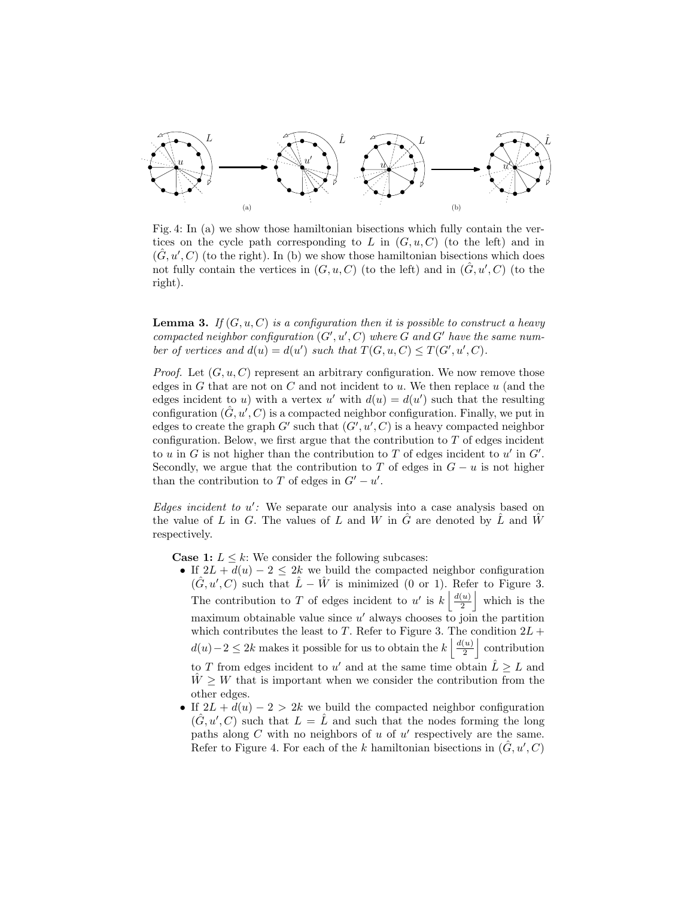Fig. 4: In (a) we show those hamiltonian bisections which fully contain the vertices on the cycle path corresponding to $L$ in $(G, u, C)$ (to the left) and in $(\hat{G}, u', C)$ (to the right). In (b) we show those hamiltonian bisections which does not fully contain the vertices in $(G, u, C)$ (to the left) and in $(\hat{G}, u', C)$ (to the right).

**Lemma 3.** *If $(G, u, C)$ is a configuration then it is possible to construct a heavy compacted neighbor configuration $(G', u', C)$ where $G$ and $G'$ have the same number of vertices and $d(u) = d(u')$ such that $T(G, u, C) \leq T(G', u', C)$.*

*Proof.* Let $(G, u, C)$ represent an arbitrary configuration. We now remove those edges in $G$ that are not on $C$ and not incident to $u$. We then replace $u$ (and the edges incident to $u$) with a vertex $u'$ with $d(u) = d(u')$ such that the resulting configuration $(\hat{G}, u', C)$ is a compacted neighbor configuration. Finally, we put in edges to create the graph $G'$ such that $(G', u', C)$ is a heavy compacted neighbor configuration. Below, we first argue that the contribution to $T$ of edges incident to $u$ in $G$ is not higher than the contribution to $T$ of edges incident to $u'$ in $G'$. Secondly, we argue that the contribution to $T$ of edges in $G - u$ is not higher than the contribution to $T$ of edges in $G' - u'$.

*Edges incident to $u'$:* We separate our analysis into a case analysis based on the value of $L$ in $G$. The values of $L$ and $W$ in $\hat{G}$ are denoted by $\hat{L}$ and $\hat{W}$ respectively.

**Case 1:** $L \leq k$: We consider the following subcases:

- If $2L + d(u) - 2 \leq 2k$ we build the compacted neighbor configuration $(\hat{G}, u', C)$ such that $\hat{L} - \hat{W}$ is minimized (0 or 1). Refer to Figure 3. The contribution to $T$ of edges incident to $u'$ is $k \left\lfloor \frac{d(u)}{2} \right\rfloor$ which is the maximum obtainable value since $u'$ always chooses to join the partition which contributes the least to $T$. Refer to Figure 3. The condition $2L + d(u) - 2 \leq 2k$ makes it possible for us to obtain the $k \left\lfloor \frac{d(u)}{2} \right\rfloor$ contribution to $T$ from edges incident to $u'$ and at the same time obtain $\hat{L} \geq L$ and $\hat{W} \geq W$ that is important when we consider the contribution from the other edges.
- If $2L + d(u) - 2 > 2k$ we build the compacted neighbor configuration $(\hat{G}, u', C)$ such that $L = \hat{L}$ and such that the nodes forming the long paths along $C$ with no neighbors of $u$ of $u'$ respectively are the same. Refer to Figure 4. For each of the $k$ hamiltonian bisections in $(\hat{G}, u', C)$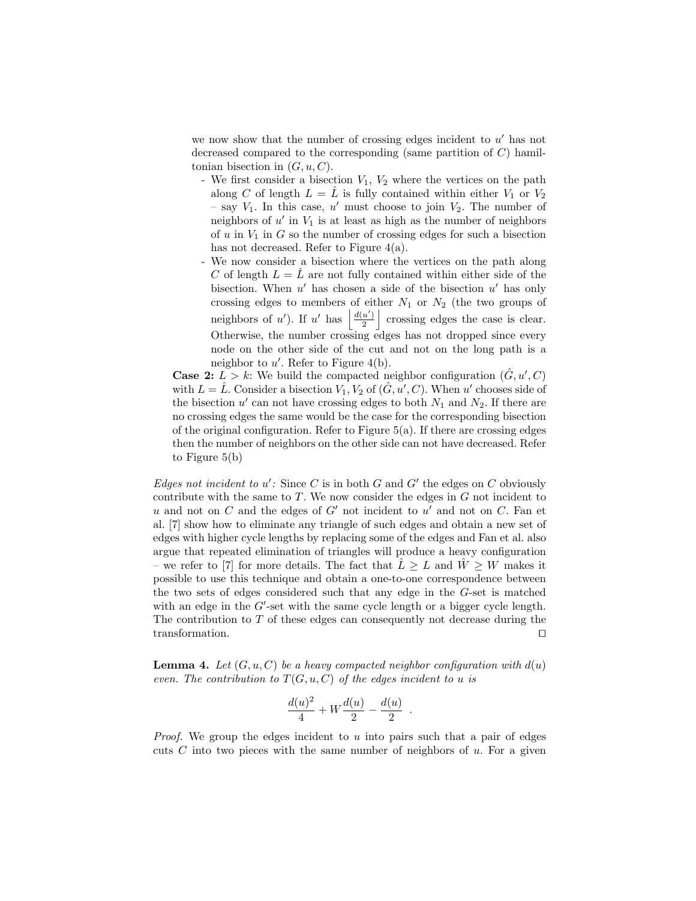we now show that the number of crossing edges incident to $u'$ has not decreased compared to the corresponding (same partition of $C$) hamiltonian bisection in $(G, u, C)$.

- We first consider a bisection $V_1$, $V_2$ where the vertices on the path along $C$ of length $L = \hat{L}$ is fully contained within either $V_1$ or $V_2$ – say $V_1$. In this case, $u'$ must choose to join $V_2$. The number of neighbors of $u'$ in $V_1$ is at least as high as the number of neighbors of $u$ in $V_1$ in $G$ so the number of crossing edges for such a bisection has not decreased. Refer to Figure 4(a).
- We now consider a bisection where the vertices on the path along $C$ of length $L = \hat{L}$ are not fully contained within either side of the bisection. When $u'$ has chosen a side of the bisection $u'$ has only crossing edges to members of either $N_1$ or $N_2$ (the two groups of neighbors of $u'$). If $u'$ has $\left\lfloor \frac{d(u')}{2} \right\rfloor$ crossing edges the case is clear. Otherwise, the number crossing edges has not dropped since every node on the other side of the cut and not on the long path is a neighbor to $u'$. Refer to Figure 4(b).

**Case 2:** $L > k$: We build the compacted neighbor configuration $(\hat{G}, u', C)$ with $L = \hat{L}$. Consider a bisection $V_1, V_2$ of $(\hat{G}, u', C)$. When $u'$ chooses side of the bisection $u'$ can not have crossing edges to both $N_1$ and $N_2$. If there are no crossing edges the same would be the case for the corresponding bisection of the original configuration. Refer to Figure 5(a). If there are crossing edges then the number of neighbors on the other side can not have decreased. Refer to Figure 5(b)

*Edges not incident to $u'$:* Since $C$ is in both $G$ and $G'$ the edges on $C$ obviously contribute with the same to $T$. We now consider the edges in $G$ not incident to $u$ and not on $C$ and the edges of $G'$ not incident to $u'$ and not on $C$. Fan et al. [7] show how to eliminate any triangle of such edges and obtain a new set of edges with higher cycle lengths by replacing some of the edges and Fan et al. also argue that repeated elimination of triangles will produce a heavy configuration – we refer to [7] for more details. The fact that $\hat{L} \geq L$ and $\hat{W} \geq W$ makes it possible to use this technique and obtain a one-to-one correspondence between the two sets of edges considered such that any edge in the $G$-set is matched with an edge in the $G'$-set with the same cycle length or a bigger cycle length. The contribution to $T$ of these edges can consequently not decrease during the transformation. ◻

**Lemma 4.** *Let $(G, u, C)$ be a heavy compacted neighbor configuration with $d(u)$ even. The contribution to $T(G, u, C)$ of the edges incident to $u$ is*

$$\frac{d(u)^2}{4} + W\frac{d(u)}{2} - \frac{d(u)}{2} \ .$$

*Proof.* We group the edges incident to $u$ into pairs such that a pair of edges cuts $C$ into two pieces with the same number of neighbors of $u$. For a given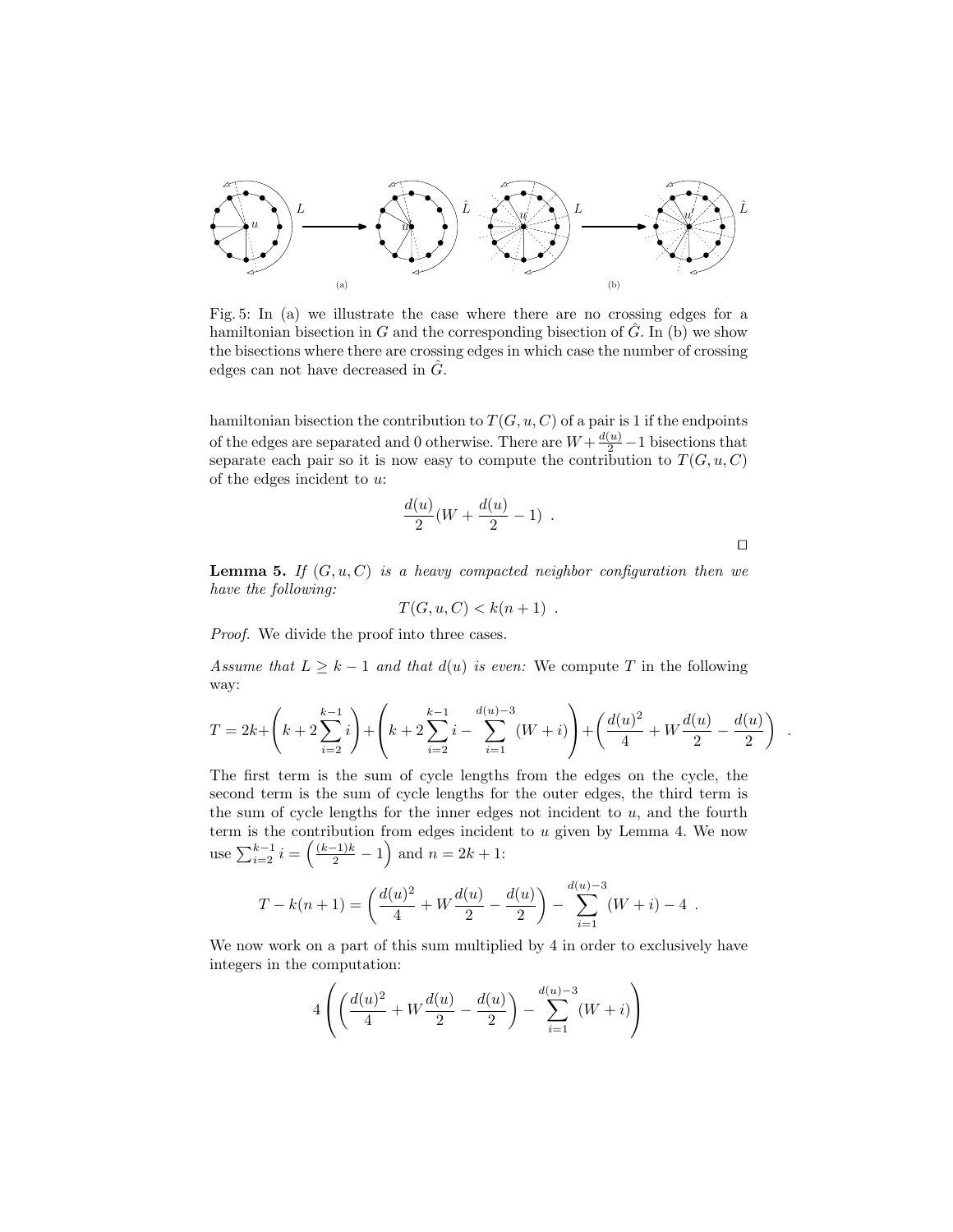Fig. 5: In (a) we illustrate the case where there are no crossing edges for a hamiltonian bisection in $G$ and the corresponding bisection of $\hat{G}$. In (b) we show the bisections where there are crossing edges in which case the number of crossing edges can not have decreased in $\hat{G}$.

hamiltonian bisection the contribution to $T(G, u, C)$ of a pair is 1 if the endpoints of the edges are separated and 0 otherwise. There are $W + \frac{d(u)}{2} - 1$ bisections that separate each pair so it is now easy to compute the contribution to $T(G, u, C)$ of the edges incident to $u$:

$$\frac{d(u)}{2}(W + \frac{d(u)}{2} - 1) \ .$$

□

**Lemma 5.** *If $(G, u, C)$ is a heavy compacted neighbor configuration then we have the following:*

$$T(G, u, C) < k(n + 1) \ .$$

*Proof.* We divide the proof into three cases.

*Assume that $L \geq k - 1$ and that $d(u)$ is even:* We compute $T$ in the following way:

$$T = 2k + \left(k + 2\sum_{i=2}^{k-1} i\right) + \left(k + 2\sum_{i=2}^{k-1} i - \sum_{i=1}^{d(u)-3} (W + i)\right) + \left(\frac{d(u)^2}{4} + W\frac{d(u)}{2} - \frac{d(u)}{2}\right) \ .$$

The first term is the sum of cycle lengths from the edges on the cycle, the second term is the sum of cycle lengths for the outer edges, the third term is the sum of cycle lengths for the inner edges not incident to $u$, and the fourth term is the contribution from edges incident to $u$ given by Lemma 4. We now use $\sum_{i=2}^{k-1} i = \left(\frac{(k-1)k}{2} - 1\right)$ and $n = 2k + 1$:

$$T - k(n+1) = \left(\frac{d(u)^2}{4} + W\frac{d(u)}{2} - \frac{d(u)}{2}\right) - \sum_{i=1}^{d(u)-3} (W + i) - 4 \ .$$

We now work on a part of this sum multiplied by 4 in order to exclusively have integers in the computation:

$$4\left(\left(\frac{d(u)^2}{4} + W\frac{d(u)}{2} - \frac{d(u)}{2}\right) - \sum_{i=1}^{d(u)-3} (W + i)\right)$$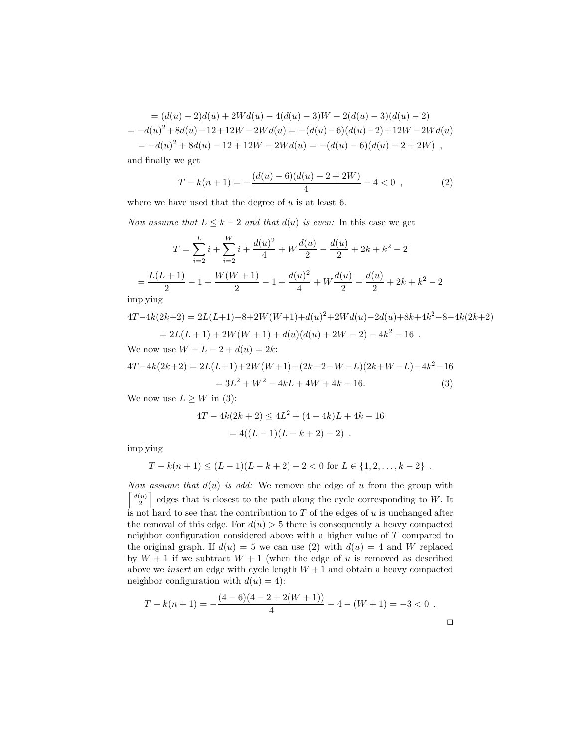$$= (d(u)-2)d(u) + 2Wd(u) - 4(d(u)-3)W - 2(d(u)-3)(d(u)-2)$$

$$= -d(u)^2 + 8d(u) - 12 + 12W - 2Wd(u) = -(d(u)-6)(d(u)-2) + 12W - 2Wd(u)$$

$$= -d(u)^2 + 8d(u) - 12 + 12W - 2Wd(u) = -(d(u)-6)(d(u)-2+2W) \ ,$$

and finally we get

$$T - k(n+1) = -\frac{(d(u)-6)(d(u)-2+2W)}{4} - 4 < 0 \ , \tag{2}$$

where we have used that the degree of $u$ is at least 6.

*Now assume that $L \leq k-2$ and that $d(u)$ is even:* In this case we get

$$T = \sum_{i=2}^{L} i + \sum_{i=2}^{W} i + \frac{d(u)^2}{4} + W\frac{d(u)}{2} - \frac{d(u)}{2} + 2k + k^2 - 2$$

$$= \frac{L(L+1)}{2} - 1 + \frac{W(W+1)}{2} - 1 + \frac{d(u)^2}{4} + W\frac{d(u)}{2} - \frac{d(u)}{2} + 2k + k^2 - 2$$

implying

$$4T - 4k(2k+2) = 2L(L+1) - 8 + 2W(W+1) + d(u)^2 + 2Wd(u) - 2d(u) + 8k + 4k^2 - 8 - 4k(2k+2)$$

$$= 2L(L+1) + 2W(W+1) + d(u)(d(u) + 2W - 2) - 4k^2 - 16 \ .$$

We now use $W + L - 2 + d(u) = 2k$:

$$4T - 4k(2k+2) = 2L(L+1) + 2W(W+1) + (2k+2-W-L)(2k+W-L) - 4k^2 - 16$$

$$= 3L^2 + W^2 - 4kL + 4W + 4k - 16. \tag{3}$$

We now use $L \geq W$ in (3):

$$4T - 4k(2k+2) \leq 4L^2 + (4-4k)L + 4k - 16$$

$$= 4((L-1)(L-k+2) - 2) \ .$$

implying

$$T - k(n+1) \leq (L-1)(L-k+2) - 2 < 0 \text{ for } L \in \{1, 2, \ldots, k-2\} \ .$$

*Now assume that $d(u)$ is odd:* We remove the edge of $u$ from the group with $\left\lceil \frac{d(u)}{2} \right\rceil$ edges that is closest to the path along the cycle corresponding to $W$. It is not hard to see that the contribution to $T$ of the edges of $u$ is unchanged after the removal of this edge. For $d(u) > 5$ there is consequently a heavy compacted neighbor configuration considered above with a higher value of $T$ compared to the original graph. If $d(u) = 5$ we can use (2) with $d(u) = 4$ and $W$ replaced by $W+1$ if we subtract $W+1$ (when the edge of $u$ is removed as described above we *insert* an edge with cycle length $W+1$ and obtain a heavy compacted neighbor configuration with $d(u) = 4$):

$$T - k(n+1) = -\frac{(4-6)(4-2+2(W+1))}{4} - 4 - (W+1) = -3 < 0 \ .$$

□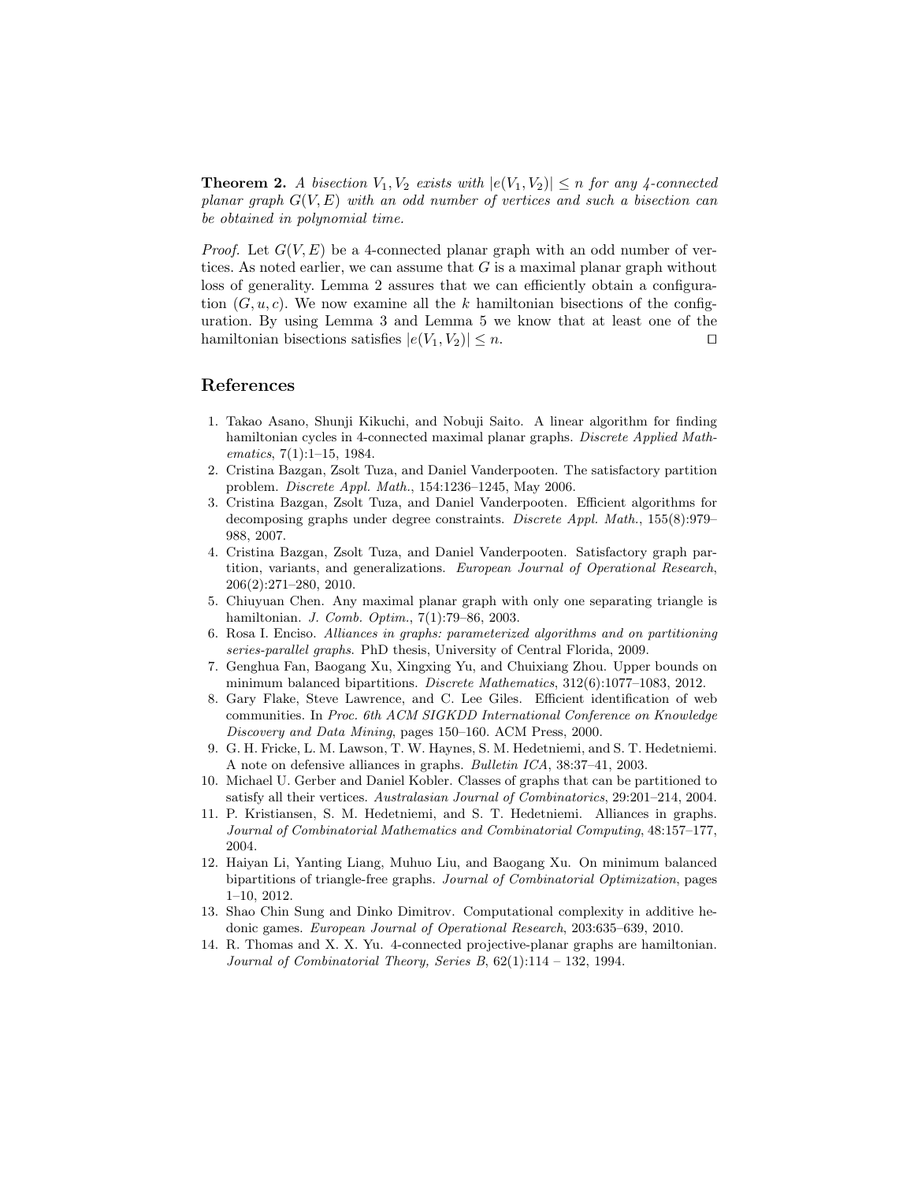**Theorem 2.** *A bisection $V_1, V_2$ exists with $|e(V_1, V_2)| \leq n$ for any 4-connected planar graph $G(V, E)$ with an odd number of vertices and such a bisection can be obtained in polynomial time.*

*Proof.* Let $G(V, E)$ be a 4-connected planar graph with an odd number of vertices. As noted earlier, we can assume that $G$ is a maximal planar graph without loss of generality. Lemma 2 assures that we can efficiently obtain a configuration $(G, u, c)$. We now examine all the $k$ hamiltonian bisections of the configuration. By using Lemma 3 and Lemma 5 we know that at least one of the hamiltonian bisections satisfies $|e(V_1, V_2)| \leq n$. ◻

## References

1. Takao Asano, Shunji Kikuchi, and Nobuji Saito. A linear algorithm for finding hamiltonian cycles in 4-connected maximal planar graphs. *Discrete Applied Mathematics*, 7(1):1–15, 1984.
2. Cristina Bazgan, Zsolt Tuza, and Daniel Vanderpooten. The satisfactory partition problem. *Discrete Appl. Math.*, 154:1236–1245, May 2006.
3. Cristina Bazgan, Zsolt Tuza, and Daniel Vanderpooten. Efficient algorithms for decomposing graphs under degree constraints. *Discrete Appl. Math.*, 155(8):979–988, 2007.
4. Cristina Bazgan, Zsolt Tuza, and Daniel Vanderpooten. Satisfactory graph partition, variants, and generalizations. *European Journal of Operational Research*, 206(2):271–280, 2010.
5. Chiuyuan Chen. Any maximal planar graph with only one separating triangle is hamiltonian. *J. Comb. Optim.*, 7(1):79–86, 2003.
6. Rosa I. Enciso. *Alliances in graphs: parameterized algorithms and on partitioning series-parallel graphs*. PhD thesis, University of Central Florida, 2009.
7. Genghua Fan, Baogang Xu, Xingxing Yu, and Chuixiang Zhou. Upper bounds on minimum balanced bipartitions. *Discrete Mathematics*, 312(6):1077–1083, 2012.
8. Gary Flake, Steve Lawrence, and C. Lee Giles. Efficient identification of web communities. In *Proc. 6th ACM SIGKDD International Conference on Knowledge Discovery and Data Mining*, pages 150–160. ACM Press, 2000.
9. G. H. Fricke, L. M. Lawson, T. W. Haynes, S. M. Hedetniemi, and S. T. Hedetniemi. A note on defensive alliances in graphs. *Bulletin ICA*, 38:37–41, 2003.
10. Michael U. Gerber and Daniel Kobler. Classes of graphs that can be partitioned to satisfy all their vertices. *Australasian Journal of Combinatorics*, 29:201–214, 2004.
11. P. Kristiansen, S. M. Hedetniemi, and S. T. Hedetniemi. Alliances in graphs. *Journal of Combinatorial Mathematics and Combinatorial Computing*, 48:157–177, 2004.
12. Haiyan Li, Yanting Liang, Muhuo Liu, and Baogang Xu. On minimum balanced bipartitions of triangle-free graphs. *Journal of Combinatorial Optimization*, pages 1–10, 2012.
13. Shao Chin Sung and Dinko Dimitrov. Computational complexity in additive hedonic games. *European Journal of Operational Research*, 203:635–639, 2010.
14. R. Thomas and X. X. Yu. 4-connected projective-planar graphs are hamiltonian. *Journal of Combinatorial Theory, Series B*, 62(1):114 – 132, 1994.